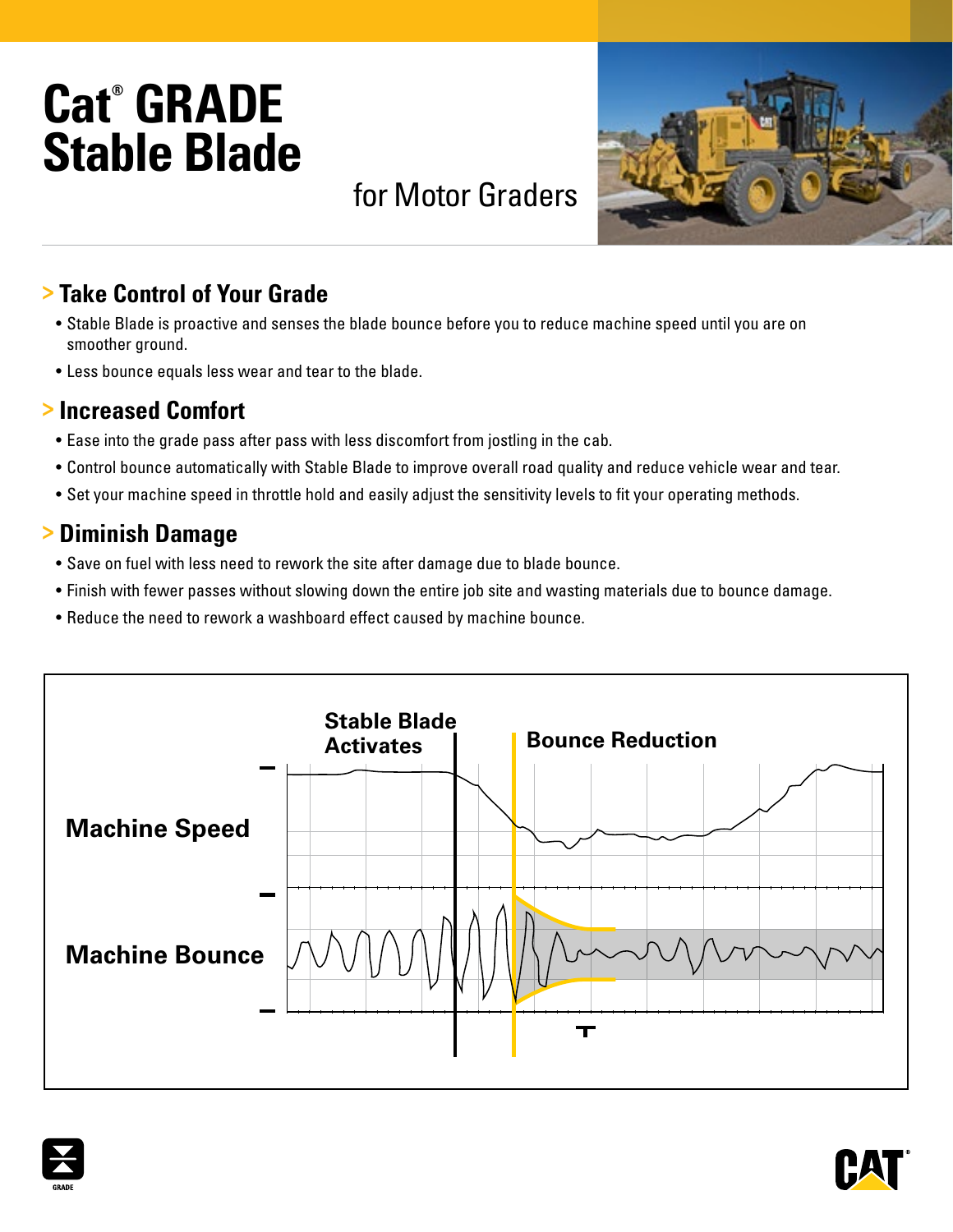# Cat® GRADE Stable Blade

for Motor Graders

## > Take Control of Your Grade

- Stable Blade is proactive and senses the blade bounce before you to reduce machine speed until you are on smoother ground.
- Less bounce equals less wear and tear to the blade.

## > Increased Comfort

- Ease into the grade pass after pass with less discomfort from jostling in the cab.
- Control bounce automatically with Stable Blade to improve overall road quality and reduce vehicle wear and tear.
- Set your machine speed in throttle hold and easily adjust the sensitivity levels to fit your operating methods.

## > Diminish Damage

- Save on fuel with less need to rework the site after damage due to blade bounce.
- Finish with fewer passes without slowing down the entire job site and wasting materials due to bounce damage.
- Reduce the need to rework a washboard effect caused by machine bounce.

Stable Blade Activates

Bounce Reduction

Machine Speed

Machine Bounce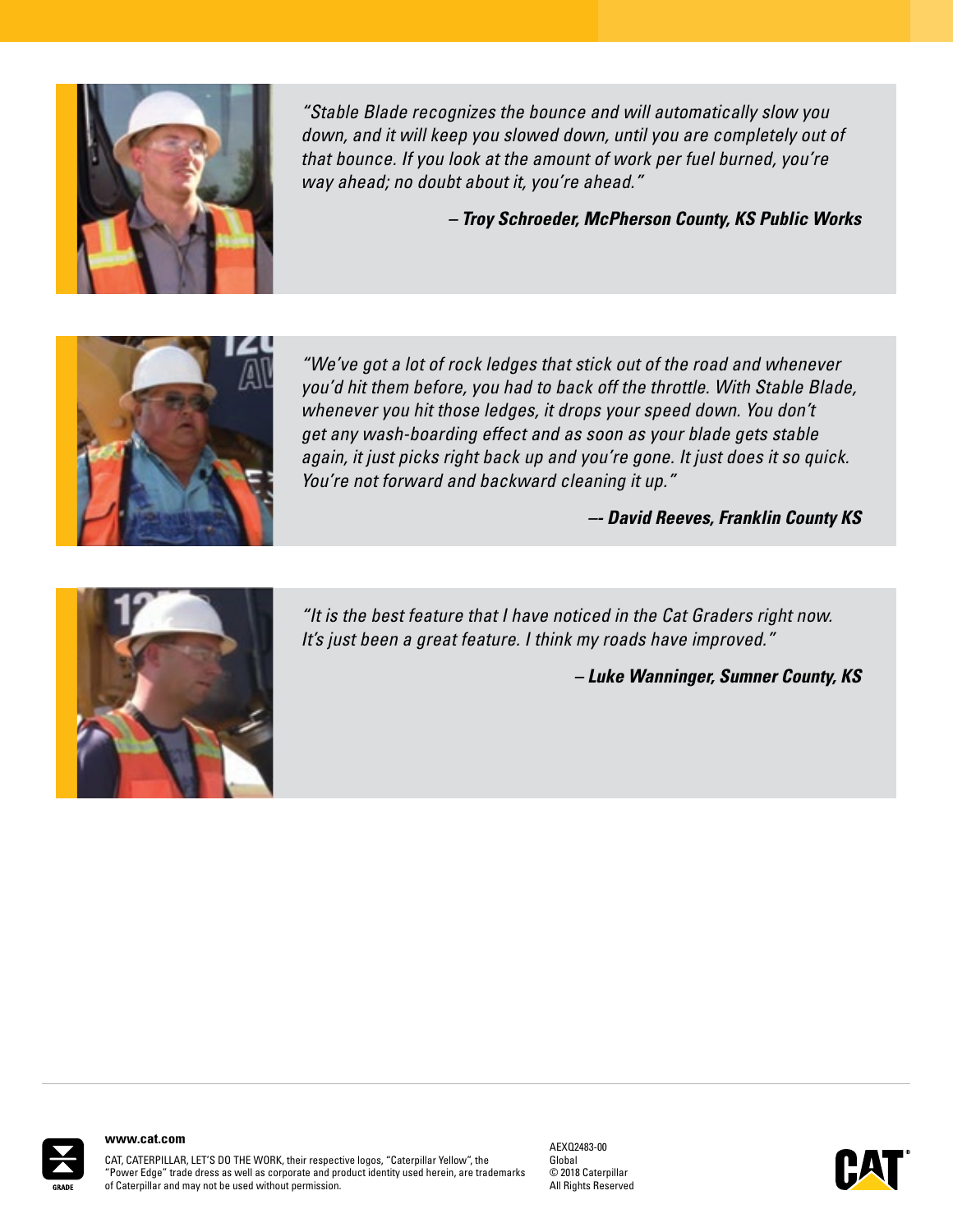*"Stable Blade recognizes the bounce and will automatically slow you down, and it will keep you slowed down, until you are completely out of that bounce. If you look at the amount of work per fuel burned, you're way ahead; no doubt about it, you're ahead."*

***– Troy Schroeder, McPherson County, KS Public Works***

*"We've got a lot of rock ledges that stick out of the road and whenever you'd hit them before, you had to back off the throttle. With Stable Blade, whenever you hit those ledges, it drops your speed down. You don't get any wash-boarding effect and as soon as your blade gets stable again, it just picks right back up and you're gone. It just does it so quick. You're not forward and backward cleaning it up."*

***–- David Reeves, Franklin County KS***

*"It is the best feature that I have noticed in the Cat Graders right now. It's just been a great feature. I think my roads have improved."*

***– Luke Wanninger, Sumner County, KS***

GRADE

**www.cat.com**

CAT, CATERPILLAR, LET'S DO THE WORK, their respective logos, "Caterpillar Yellow", the "Power Edge" trade dress as well as corporate and product identity used herein, are trademarks of Caterpillar and may not be used without permission.

AEXQ2483-00
Global
© 2018 Caterpillar
All Rights Reserved

CAT®